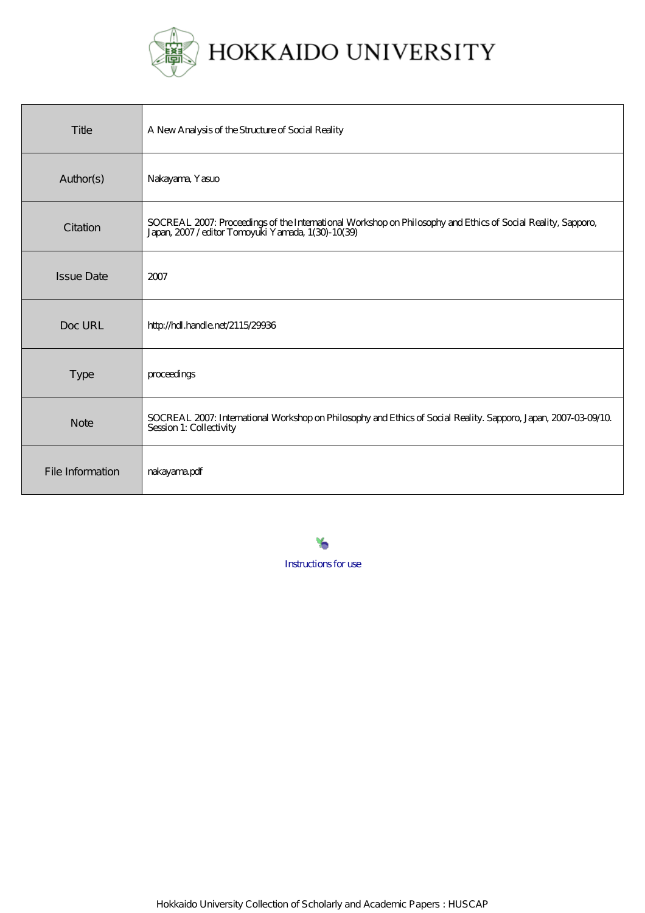HOKKAIDO UNIVERSITY

| Title | A New Analysis of the Structure of Social Reality |
| --- | --- |
| Author(s) | Nakayama, Yasuo |
| Citation | SOCREAL 2007: Proceedings of the International Workshop on Philosophy and Ethics of Social Reality, Sapporo, Japan, 2007 / editor Tomoyuki Yamada, 1(30)-10(39) |
| Issue Date | 2007 |
| Doc URL | http://hdl.handle.net/2115/29936 |
| Type | proceedings |
| Note | SOCREAL 2007: International Workshop on Philosophy and Ethics of Social Reality. Sapporo, Japan, 2007-03-09/10. Session 1: Collectivity |
| File Information | nakayama.pdf |

Instructions for use

Hokkaido University Collection of Scholarly and Academic Papers : HUSCAP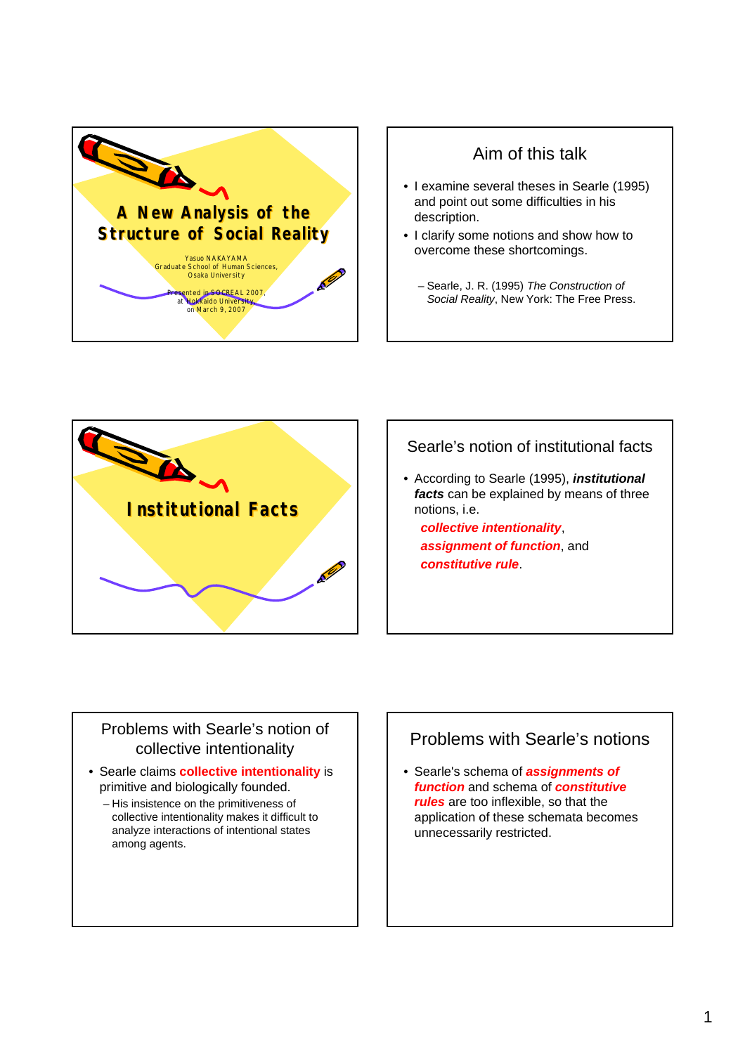# A New Analysis of the Structure of Social Reality

Yasuo NAKAYAMA
Graduate School of Human Sciences, Osaka University

Presented in SOCREAL 2007, at Hokkaido University on March 9, 2007

## Aim of this talk

- I examine several theses in Searle (1995) and point out some difficulties in his description.
- I clarify some notions and show how to overcome these shortcomings.
  - Searle, J. R. (1995) *The Construction of Social Reality*, New York: The Free Press.

# Institutional Facts

## Searle's notion of institutional facts

- According to Searle (1995), ***institutional facts*** can be explained by means of three notions, i.e.

  ***collective intentionality***,
  ***assignment of function***, and
  ***constitutive rule***.

## Problems with Searle's notion of collective intentionality

- Searle claims **collective intentionality** is primitive and biologically founded.
  - His insistence on the primitiveness of collective intentionality makes it difficult to analyze interactions of intentional states among agents.

## Problems with Searle's notions

- Searle's schema of ***assignments of function*** and schema of ***constitutive rules*** are too inflexible, so that the application of these schemata becomes unnecessarily restricted.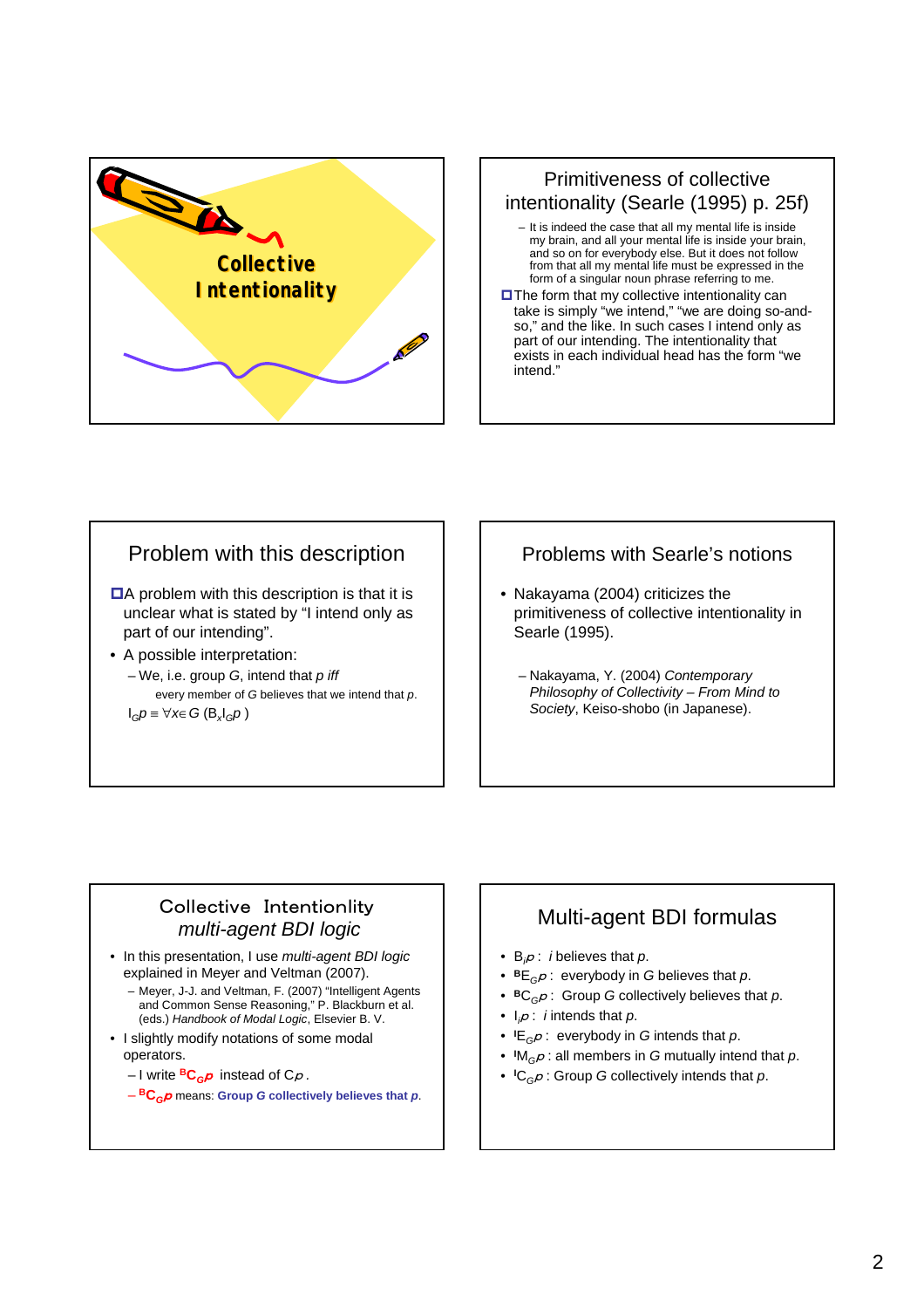## Collective Intentionality

## Primitiveness of collective intentionality (Searle (1995) p. 25f)

- It is indeed the case that all my mental life is inside my brain, and all your mental life is inside your brain, and so on for everybody else. But it does not follow from that all my mental life must be expressed in the form of a singular noun phrase referring to me.

- The form that my collective intentionality can take is simply "we intend," "we are doing so-and-so," and the like. In such cases I intend only as part of our intending. The intentionality that exists in each individual head has the form "we intend."

## Problem with this description

- A problem with this description is that it is unclear what is stated by "I intend only as part of our intending".
- A possible interpretation:
  - We, i.e. group *G*, intend that *p iff*
    every member of *G* believes that we intend that *p*.

$I_G p \equiv \forall x \in G\ (B_x I_G p)$

## Problems with Searle's notions

- Nakayama (2004) criticizes the primitiveness of collective intentionality in Searle (1995).
  - Nakayama, Y. (2004) *Contemporary Philosophy of Collectivity – From Mind to Society*, Keiso-shobo (in Japanese).

## Collective Intentionlity *multi-agent BDI logic*

- In this presentation, I use *multi-agent BDI logic* explained in Meyer and Veltman (2007).
  - Meyer, J-J. and Veltman, F. (2007) "Intelligent Agents and Common Sense Reasoning," P. Blackburn et al. (eds.) *Handbook of Modal Logic*, Elsevier B. V.
- I slightly modify notations of some modal operators.
  - I write $^{B}C_G p$ instead of $Cp$.
  - $^{B}C_G p$ means: **Group G collectively believes that *p*.**

## Multi-agent BDI formulas

- $B_i p$ : *i* believes that *p*.
- $^{B}E_G p$ : everybody in *G* believes that *p*.
- $^{B}C_G p$ : Group *G* collectively believes that *p*.
- $I_i p$ : *i* intends that *p*.
- $^{I}E_G p$ : everybody in *G* intends that *p*.
- $^{I}M_G p$ : all members in *G* mutually intend that *p*.
- $^{I}C_G p$ : Group *G* collectively intends that *p*.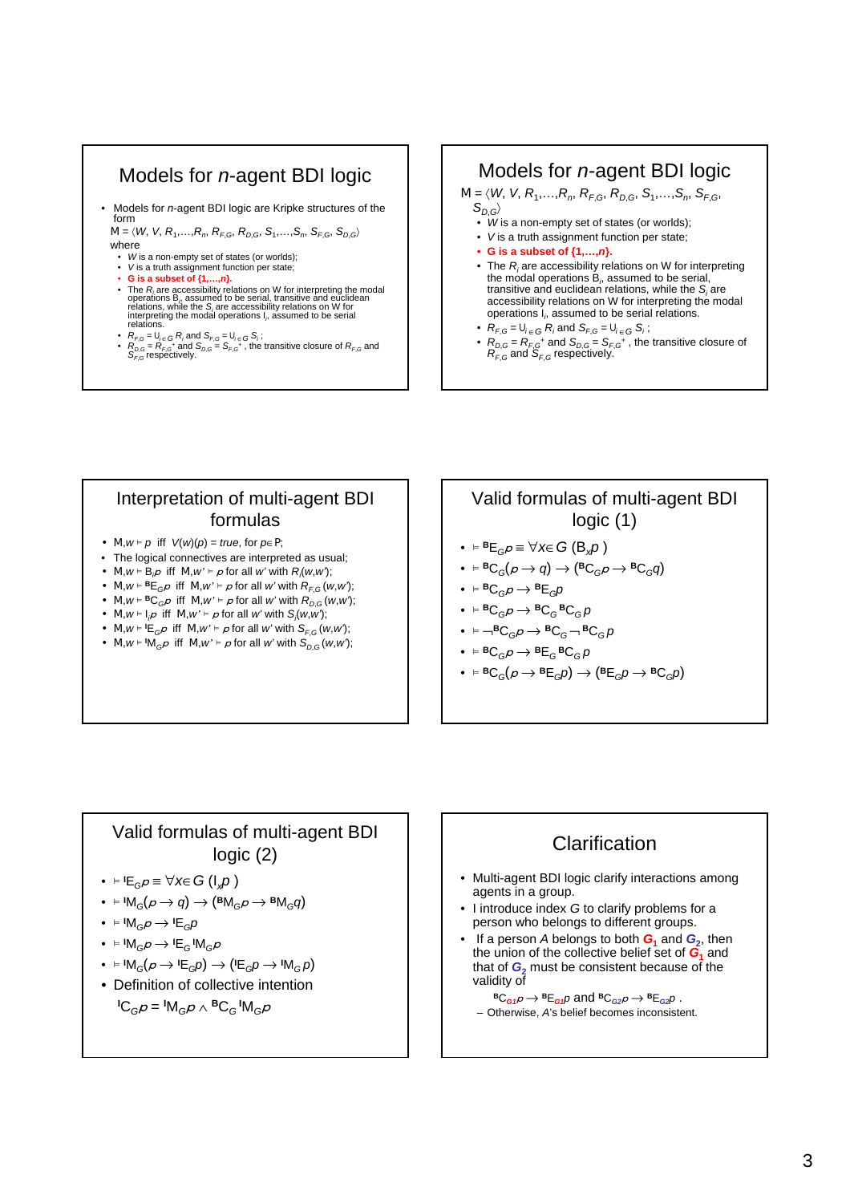## Models for $n$-agent BDI logic

- Models for $n$-agent BDI logic are Kripke structures of the form

$M = \langle W, V, R_1,\ldots,R_n, R_{F,G}, R_{D,G}, S_1,\ldots,S_n, S_{F,G}, S_{D,G}\rangle$

where

- $W$ is a non-empty set of states (or worlds);
- $V$ is a truth assignment function per state;
- **G is a subset of {1,…,n}.**
- The $R_i$ are accessibility relations on W for interpreting the modal operations $B_i$, assumed to be serial, transitive and euclidean relations, while the $S_i$ are accessibility relations on W for interpreting the modal operations $I_i$, assumed to be serial relations.
- $R_{F,G} = \cup_{i\in G} R_i$ and $S_{F,G} = \cup_{i\in G} S_i$ ;
- $R_{D,G} = R_{F,G}^{\ +}$ and $S_{D,G} = S_{F,G}^{\ +}$ , the transitive closure of $R_{F,G}$ and $S_{F,G}$ respectively.

## Models for $n$-agent BDI logic

$M = \langle W, V, R_1,\ldots,R_n, R_{F,G}, R_{D,G}, S_1,\ldots,S_n, S_{F,G}, S_{D,G}\rangle$

- $W$ is a non-empty set of states (or worlds);
- $V$ is a truth assignment function per state;
- **G is a subset of {1,…,n}.**
- The $R_i$ are accessibility relations on W for interpreting the modal operations $B_i$, assumed to be serial, transitive and euclidean relations, while the $S_i$ are accessibility relations on W for interpreting the modal operations $I_i$, assumed to be serial relations.
- $R_{F,G} = \cup_{i\in G} R_i$ and $S_{F,G} = \cup_{i\in G} S_i$ ;
- $R_{D,G} = R_{F,G}^{\ +}$ and $S_{D,G} = S_{F,G}^{\ +}$ , the transitive closure of $R_{F,G}$ and $S_{F,G}$ respectively.

## Interpretation of multi-agent BDI formulas

- $M,w \vDash p$ iff $V(w)(p) = true$, for $p\in P$;
- The logical connectives are interpreted as usual;
- $M,w \vDash B_i p$ iff $M,w' \vDash p$ for all $w'$ with $R_i(w,w')$;
- $M,w \vDash {}^{B}E_G p$ iff $M,w' \vDash p$ for all $w'$ with $R_{F,G}(w,w')$;
- $M,w \vDash {}^{B}C_G p$ iff $M,w' \vDash p$ for all $w'$ with $R_{D,G}(w,w')$;
- $M,w \vDash I_i p$ iff $M,w' \vDash p$ for all $w'$ with $S_i(w,w')$;
- $M,w \vDash {}^{I}E_G p$ iff $M,w' \vDash p$ for all $w'$ with $S_{F,G}(w,w')$;
- $M,w \vDash {}^{I}M_G p$ iff $M,w' \vDash p$ for all $w'$ with $S_{D,G}(w,w')$;

## Valid formulas of multi-agent BDI logic (1)

- $\vDash {}^{B}E_G p \equiv \forall x\in G\ (B_x p\ )$
- $\vDash {}^{B}C_G(p \to q) \to ({}^{B}C_G p \to {}^{B}C_G q)$
- $\vDash {}^{B}C_G p \to {}^{B}E_G p$
- $\vDash {}^{B}C_G p \to {}^{B}C_G\,{}^{B}C_G\, p$
- $\vDash \neg {}^{B}C_G p \to {}^{B}C_G \neg {}^{B}C_G\, p$
- $\vDash {}^{B}C_G p \to {}^{B}E_G\,{}^{B}C_G\, p$
- $\vDash {}^{B}C_G(p \to {}^{B}E_G p) \to ({}^{B}E_G p \to {}^{B}C_G p)$

## Valid formulas of multi-agent BDI logic (2)

- $\vDash {}^{I}E_G p \equiv \forall x\in G\ (I_x p\ )$
- $\vDash {}^{I}M_G(p \to q) \to ({}^{B}M_G p \to {}^{B}M_G q)$
- $\vDash {}^{I}M_G p \to {}^{I}E_G p$
- $\vDash {}^{I}M_G p \to {}^{I}E_G\,{}^{I}M_G p$
- $\vDash {}^{I}M_G(p \to {}^{I}E_G p) \to ({}^{I}E_G p \to {}^{I}M_G\, p)$
- Definition of collective intention

$${}^{I}C_G p = {}^{I}M_G p \wedge {}^{B}C_G\,{}^{I}M_G p$$

## Clarification

- Multi-agent BDI logic clarify interactions among agents in a group.
- I introduce index $G$ to clarify problems for a person who belongs to different groups.
- If a person $A$ belongs to both $G_1$ and $G_2$, then the union of the collective belief set of $G_1$ and that of $G_2$ must be consistent because of the validity of

  ${}^{B}C_{G1}p \to {}^{B}E_{G1}p$ and ${}^{B}C_{G2}p \to {}^{B}E_{G2}p$ .

  – Otherwise, $A$'s belief becomes inconsistent.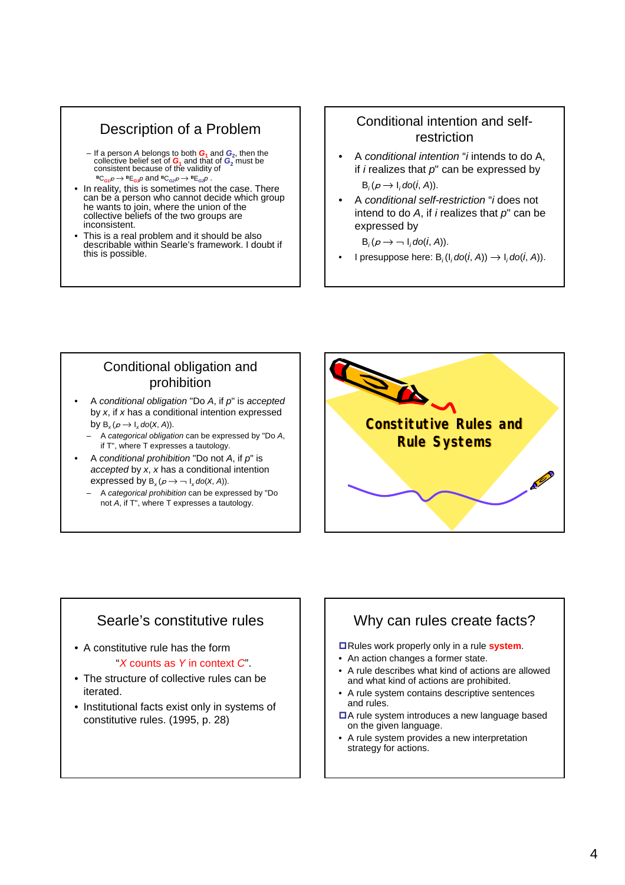## Description of a Problem

- If a person $A$ belongs to both $G_1$ and $G_2$, then the collective belief set of $G_1$ and that of $G_2$ must be consistent because of the validity of $^{B}C_{G_1}p \rightarrow {}^{B}E_{G_1}p$ and $^{B}C_{G_2}p \rightarrow {}^{B}E_{G_2}p$.

- In reality, this is sometimes not the case. There can be a person who cannot decide which group he wants to join, where the union of the collective beliefs of the two groups are inconsistent.
- This is a real problem and it should be also describable within Searle's framework. I doubt if this is possible.

## Conditional intention and self-restriction

- A *conditional intention* "*i* intends to do A, if *i* realizes that *p*" can be expressed by

  $B_i(p \rightarrow I_i\, do(i, A))$.
- A *conditional self-restriction* "*i* does not intend to do *A*, if *i* realizes that *p*" can be expressed by

  $B_i(p \rightarrow \neg\, I_i\, do(i, A))$.
- I presuppose here: $B_i(I_i\, do(i, A)) \rightarrow I_i\, do(i, A))$.

## Conditional obligation and prohibition

- A *conditional obligation* "Do *A*, if *p*" is *accepted* by *x*, if *x* has a conditional intention expressed by $B_x(p \rightarrow I_x\, do(X, A))$.
  - A *categorical obligation* can be expressed by "Do *A*, if T", where T expresses a tautology.
- A *conditional prohibition* "Do not *A*, if *p*" is *accepted* by *x*, *x* has a conditional intention expressed by $B_x(p \rightarrow \neg\, I_x\, do(X, A))$.
  - A *categorical prohibition* can be expressed by "Do not *A*, if T", where T expresses a tautology.

## Constitutive Rules and Rule Systems

## Searle's constitutive rules

- A constitutive rule has the form

  "*X* counts as *Y* in context *C*".
- The structure of collective rules can be iterated.
- Institutional facts exist only in systems of constitutive rules. (1995, p. 28)

## Why can rules create facts?

- Rules work properly only in a rule **system**.
- An action changes a former state.
- A rule describes what kind of actions are allowed and what kind of actions are prohibited.
- A rule system contains descriptive sentences and rules.
- A rule system introduces a new language based on the given language.
- A rule system provides a new interpretation strategy for actions.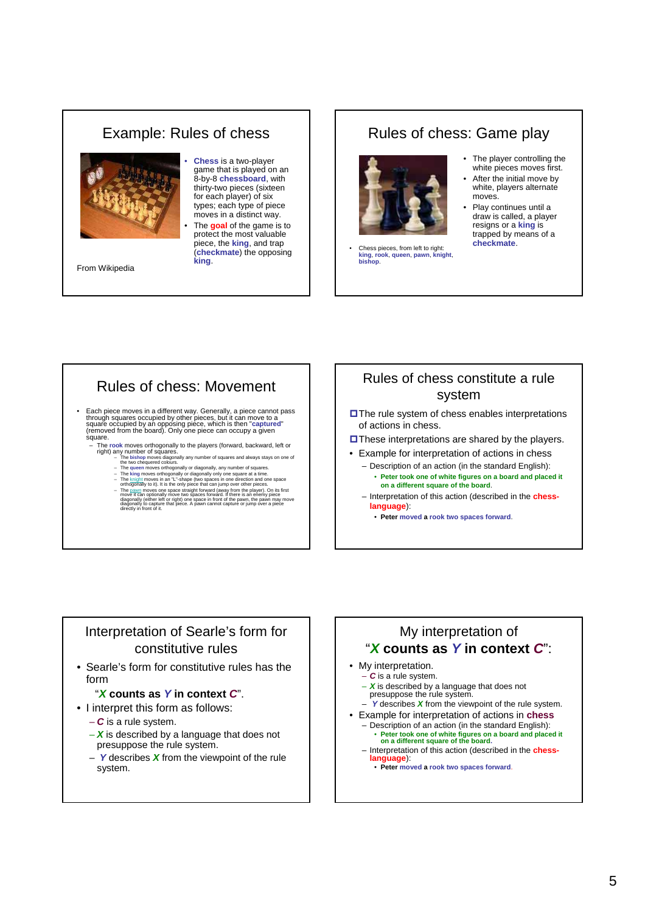## Example: Rules of chess

- **Chess** is a two-player game that is played on an 8-by-8 **chessboard**, with thirty-two pieces (sixteen for each player) of six types; each type of piece moves in a distinct way.
- The **goal** of the game is to protect the most valuable piece, the **king**, and trap (**checkmate**) the opposing **king**.

From Wikipedia

## Rules of chess: Game play

- Chess pieces, from left to right: **king**, **rook**, **queen**, **pawn**, **knight**, **bishop**.

- The player controlling the white pieces moves first.
- After the initial move by white, players alternate moves.
- Play continues until a draw is called, a player resigns or a **king** is trapped by means of a **checkmate**.

## Rules of chess: Movement

- Each piece moves in a different way. Generally, a piece cannot pass through squares occupied by other pieces, but it can move to a square occupied by an opposing piece, which is then "**captured**" (removed from the board). Only one piece can occupy a given square.
  - The **rook** moves orthogonally to the players (forward, backward, left or right) any number of squares.
    - The **bishop** moves diagonally any number of squares and always stays on one of the two chequered colours.
    - The **queen** moves orthogonally or diagonally, any number of squares.
    - The **king** moves orthogonally or diagonally only one square at a time.
    - The knight moves in an "L"-shape (two spaces in one direction and one space orthogonally to it). It is the only piece that can jump over other pieces.
    - The pawn moves one space straight forward (away from the player). On its first move it can optionally move two spaces forward. If there is an enemy piece diagonally (either left or right) one space in front of the pawn, the pawn may move diagonally to capture that piece. A pawn cannot capture or jump over a piece directly in front of it.

## Rules of chess constitute a rule system

- The rule system of chess enables interpretations of actions in chess.
- These interpretations are shared by the players.
- Example for interpretation of actions in chess
  - Description of an action (in the standard English):
    - **Peter took one of white figures on a board and placed it on a different square of the board.**
  - Interpretation of this action (described in the **chess-language**):
    - **Peter moved a rook two spaces forward.**

## Interpretation of Searle's form for constitutive rules

- Searle's form for constitutive rules has the form

  "***X* counts as *Y* in context *C***".
- I interpret this form as follows:
  - ***C*** is a rule system.
  - ***X*** is described by a language that does not presuppose the rule system.
  - ***Y*** describes ***X*** from the viewpoint of the rule system.

## My interpretation of "*X* counts as *Y* in context *C*":

- My interpretation.
  - ***C*** is a rule system.
  - ***X*** is described by a language that does not presuppose the rule system.
  - ***Y*** describes ***X*** from the viewpoint of the rule system.
- Example for interpretation of actions in **chess**
  - Description of an action (in the standard English):
    - **Peter took one of white figures on a board and placed it on a different square of the board.**
  - Interpretation of this action (described in the **chess-language**):
    - **Peter moved a rook two spaces forward.**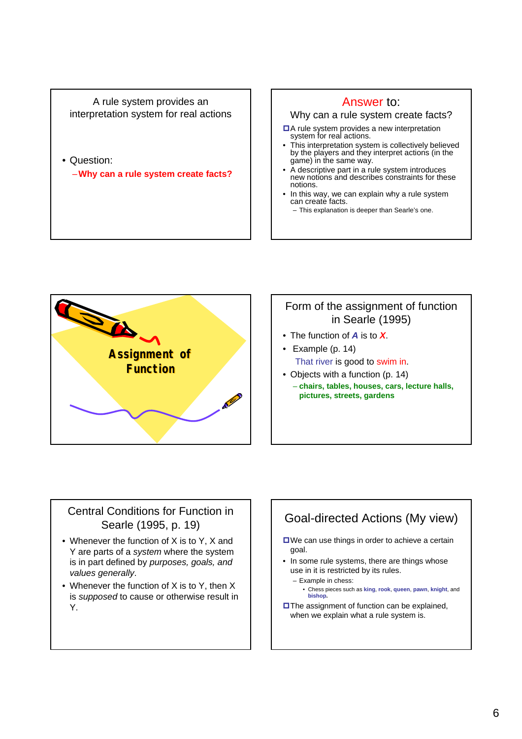A rule system provides an interpretation system for real actions

- Question:
  - **Why can a rule system create facts?**

---

## Answer to: Why can a rule system create facts?

- A rule system provides a new interpretation system for real actions.
- This interpretation system is collectively believed by the players and they interpret actions (in the game) in the same way.
- A descriptive part in a rule system introduces new notions and describes constraints for these notions.
- In this way, we can explain why a rule system can create facts.
  - This explanation is deeper than Searle's one.

---

**Assignment of Function**

---

## Form of the assignment of function in Searle (1995)

- The function of ***A*** is to ***X***.
- Example (p. 14)

  That river is good to swim in.
- Objects with a function (p. 14)
  - **chairs, tables, houses, cars, lecture halls, pictures, streets, gardens**

---

## Central Conditions for Function in Searle (1995, p. 19)

- Whenever the function of X is to Y, X and Y are parts of a *system* where the system is in part defined by *purposes, goals, and values generally*.
- Whenever the function of X is to Y, then X is *supposed* to cause or otherwise result in Y.

---

## Goal-directed Actions (My view)

- We can use things in order to achieve a certain goal.
- In some rule systems, there are things whose use in it is restricted by its rules.
  - Example in chess:
    - Chess pieces such as **king**, **rook**, **queen**, **pawn**, **knight**, and **bishop.**
- The assignment of function can be explained, when we explain what a rule system is.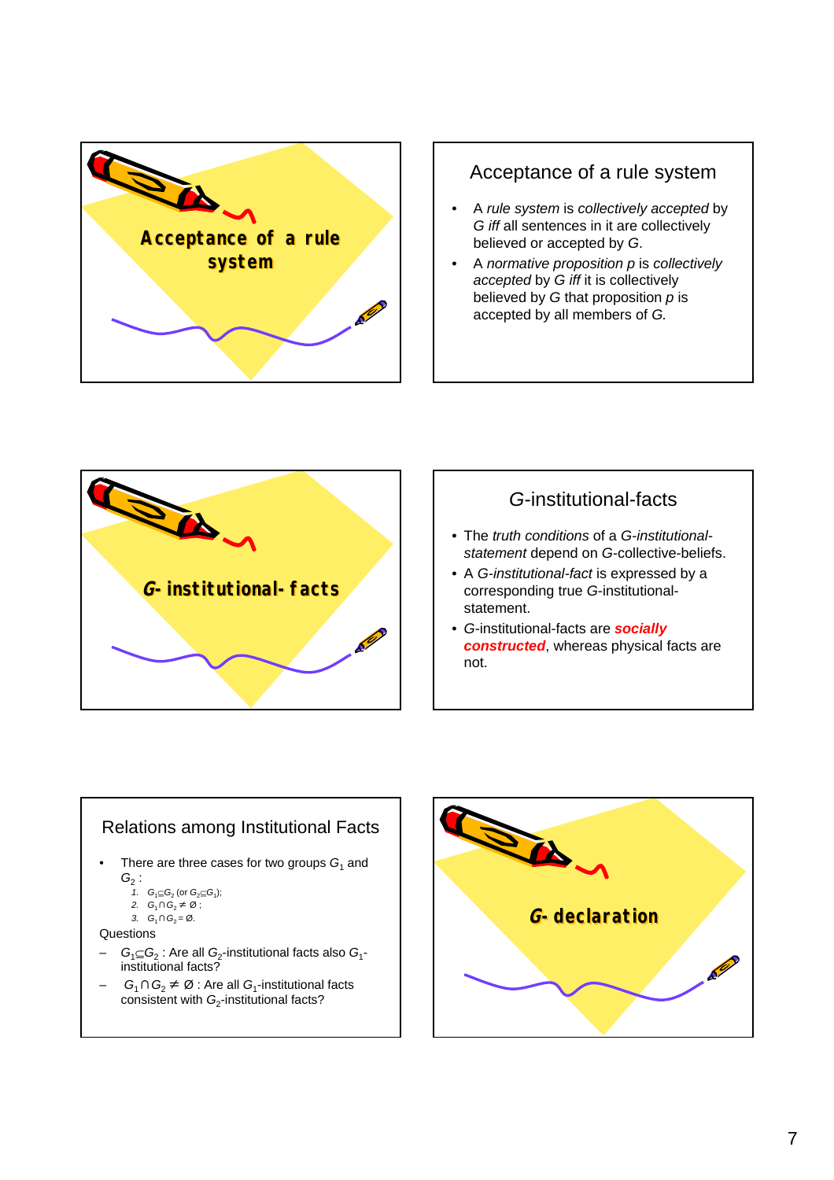# Acceptance of a rule system

## Acceptance of a rule system

- A *rule system* is *collectively accepted* by *G iff* all sentences in it are collectively believed or accepted by *G*.
- A *normative proposition p* is *collectively accepted* by *G iff* it is collectively believed by *G* that proposition *p* is accepted by all members of *G*.

# *G*- institutional- facts

## *G*-institutional-facts

- The *truth conditions* of a *G-institutional-statement* depend on *G*-collective-beliefs.
- A *G-institutional-fact* is expressed by a corresponding true *G*-institutional-statement.
- *G*-institutional-facts are ***socially constructed***, whereas physical facts are not.

## Relations among Institutional Facts

- There are three cases for two groups $G_1$ and $G_2$ :
  1. $G_1 \subseteq G_2$ (or $G_2 \subseteq G_1$);
  2. $G_1 \cap G_2 \neq \emptyset$ ;
  3. $G_1 \cap G_2 = \emptyset$.

Questions

- $G_1 \subseteq G_2$ : Are all $G_2$-institutional facts also $G_1$-institutional facts?
- $G_1 \cap G_2 \neq \emptyset$ : Are all $G_1$-institutional facts consistent with $G_2$-institutional facts?

# *G*- declaration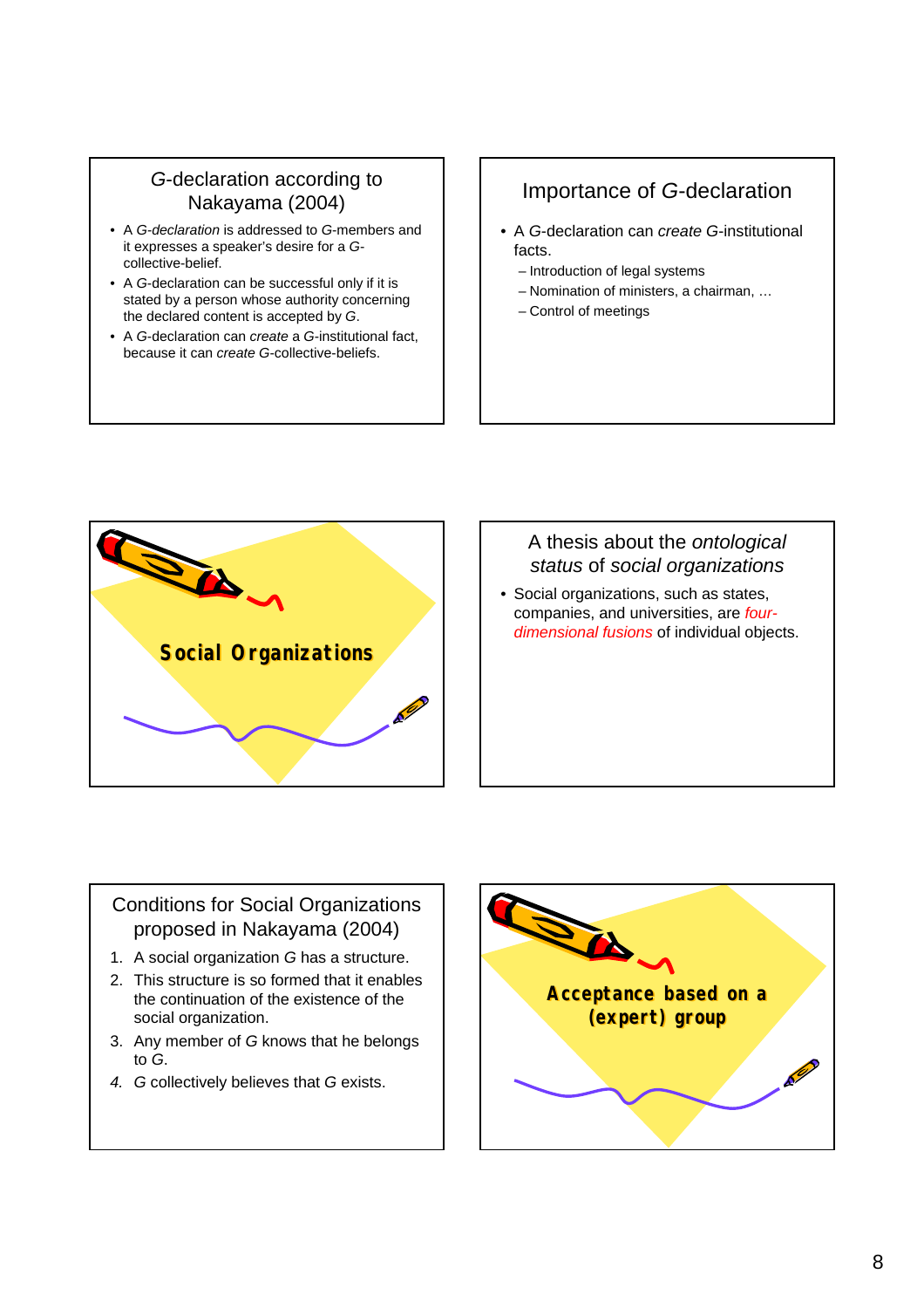## *G*-declaration according to Nakayama (2004)

- A *G-declaration* is addressed to *G*-members and it expresses a speaker's desire for a *G*-collective-belief.
- A *G*-declaration can be successful only if it is stated by a person whose authority concerning the declared content is accepted by *G*.
- A *G*-declaration can *create* a *G*-institutional fact, because it can *create* *G*-collective-beliefs.

## Importance of *G*-declaration

- A *G*-declaration can *create* *G*-institutional facts.
  - Introduction of legal systems
  - Nomination of ministers, a chairman, …
  - Control of meetings

## Social Organizations

## A thesis about the *ontological status* of *social organizations*

- Social organizations, such as states, companies, and universities, are *four-dimensional fusions* of individual objects.

## Conditions for Social Organizations proposed in Nakayama (2004)

1. A social organization *G* has a structure.
2. This structure is so formed that it enables the continuation of the existence of the social organization.
3. Any member of *G* knows that he belongs to *G*.
4. *G* collectively believes that *G* exists.

## Acceptance based on a (expert) group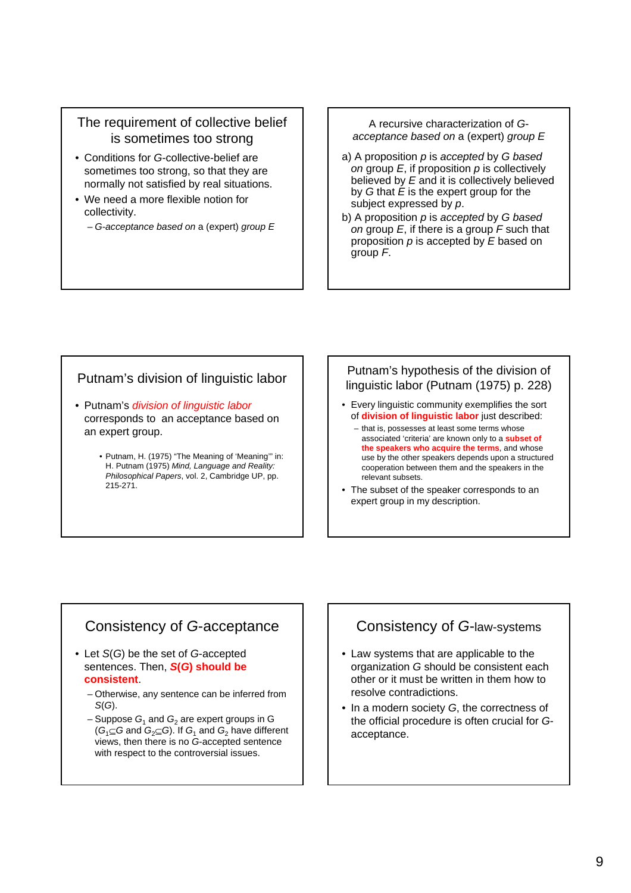## The requirement of collective belief is sometimes too strong

- Conditions for *G*-collective-belief are sometimes too strong, so that they are normally not satisfied by real situations.
- We need a more flexible notion for collectivity.
  - *G-acceptance based on* a (expert) *group E*

## A recursive characterization of *G-acceptance based on* a (expert) *group E*

a) A proposition *p* is *accepted* by *G based on* group *E*, if proposition *p* is collectively believed by *E* and it is collectively believed by *G* that *E* is the expert group for the subject expressed by *p*.

b) A proposition *p* is *accepted* by *G based on* group *E*, if there is a group *F* such that proposition *p* is accepted by *E* based on group *F*.

## Putnam's division of linguistic labor

- Putnam's ***division of linguistic labor*** corresponds to an acceptance based on an expert group.
  - Putnam, H. (1975) "The Meaning of 'Meaning'" in: H. Putnam (1975) *Mind, Language and Reality: Philosophical Papers*, vol. 2, Cambridge UP, pp. 215-271.

## Putnam's hypothesis of the division of linguistic labor (Putnam (1975) p. 228)

- Every linguistic community exemplifies the sort of **division of linguistic labor** just described:
  - that is, possesses at least some terms whose associated 'criteria' are known only to a **subset of the speakers who acquire the terms**, and whose use by the other speakers depends upon a structured cooperation between them and the speakers in the relevant subsets.
- The subset of the speaker corresponds to an expert group in my description.

## Consistency of *G*-acceptance

- Let $S(G)$ be the set of *G*-accepted sentences. Then, **$S(G)$ should be consistent**.
  - Otherwise, any sentence can be inferred from $S(G)$.
  - Suppose $G_1$ and $G_2$ are expert groups in G ($G_1 \subseteq G$ and $G_2 \subseteq G$). If $G_1$ and $G_2$ have different views, then there is no *G*-accepted sentence with respect to the controversial issues.

## Consistency of *G*-law-systems

- Law systems that are applicable to the organization *G* should be consistent each other or it must be written in them how to resolve contradictions.
- In a modern society *G*, the correctness of the official procedure is often crucial for *G*-acceptance.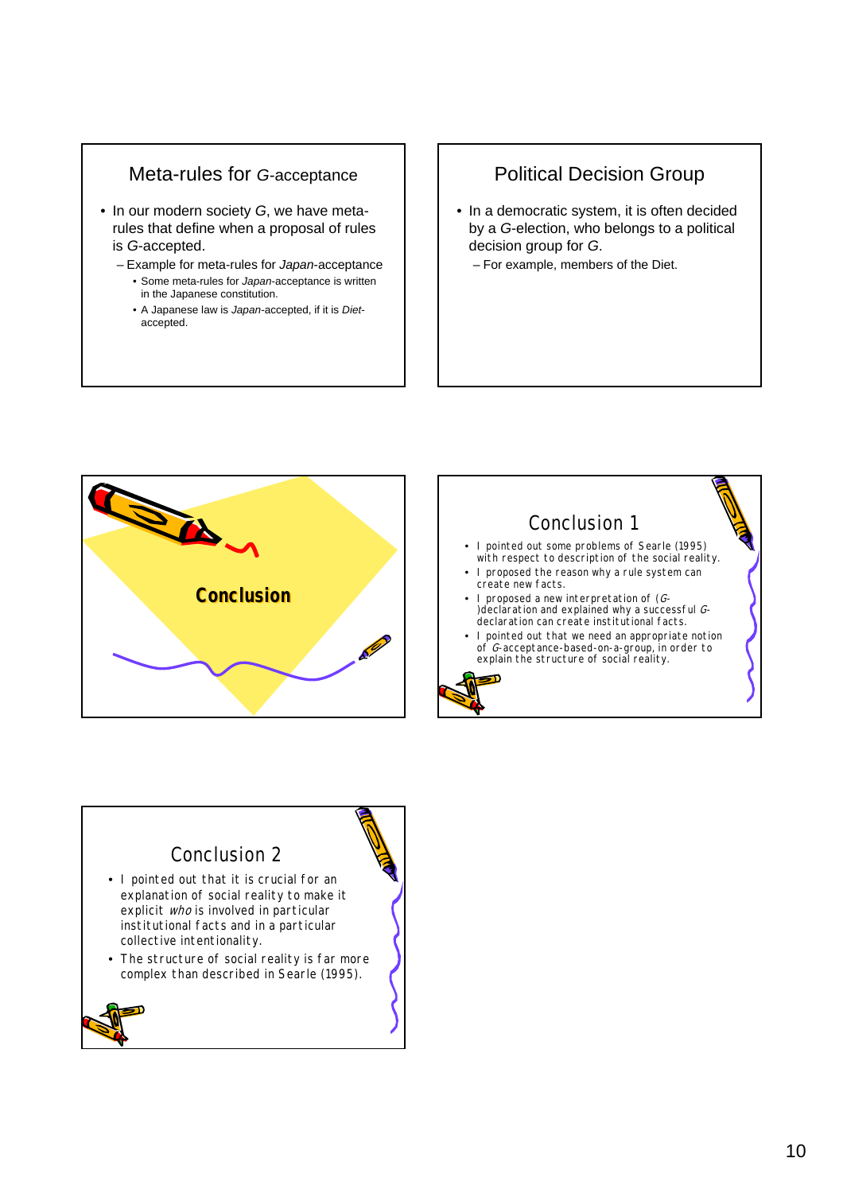## Meta-rules for *G*-acceptance

- In our modern society *G*, we have meta-rules that define when a proposal of rules is *G*-accepted.
  - Example for meta-rules for *Japan*-acceptance
    - Some meta-rules for *Japan*-acceptance is written in the Japanese constitution.
    - A Japanese law is *Japan*-accepted, if it is *Diet*-accepted.

## Political Decision Group

- In a democratic system, it is often decided by a *G*-election, who belongs to a political decision group for *G*.
  - For example, members of the Diet.

## Conclusion

## Conclusion 1

- I pointed out some problems of Searle (1995) with respect to description of the social reality.
- I proposed the reason why a rule system can create new facts.
- I proposed a new interpretation of (*G*-)declaration and explained why a successful *G*-declaration can create institutional facts.
- I pointed out that we need an appropriate notion of *G*-acceptance-based-on-a-group, in order to explain the structure of social reality.

## Conclusion 2

- I pointed out that it is crucial for an explanation of social reality to make it explicit *who* is involved in particular institutional facts and in a particular collective intentionality.
- The structure of social reality is far more complex than described in Searle (1995).